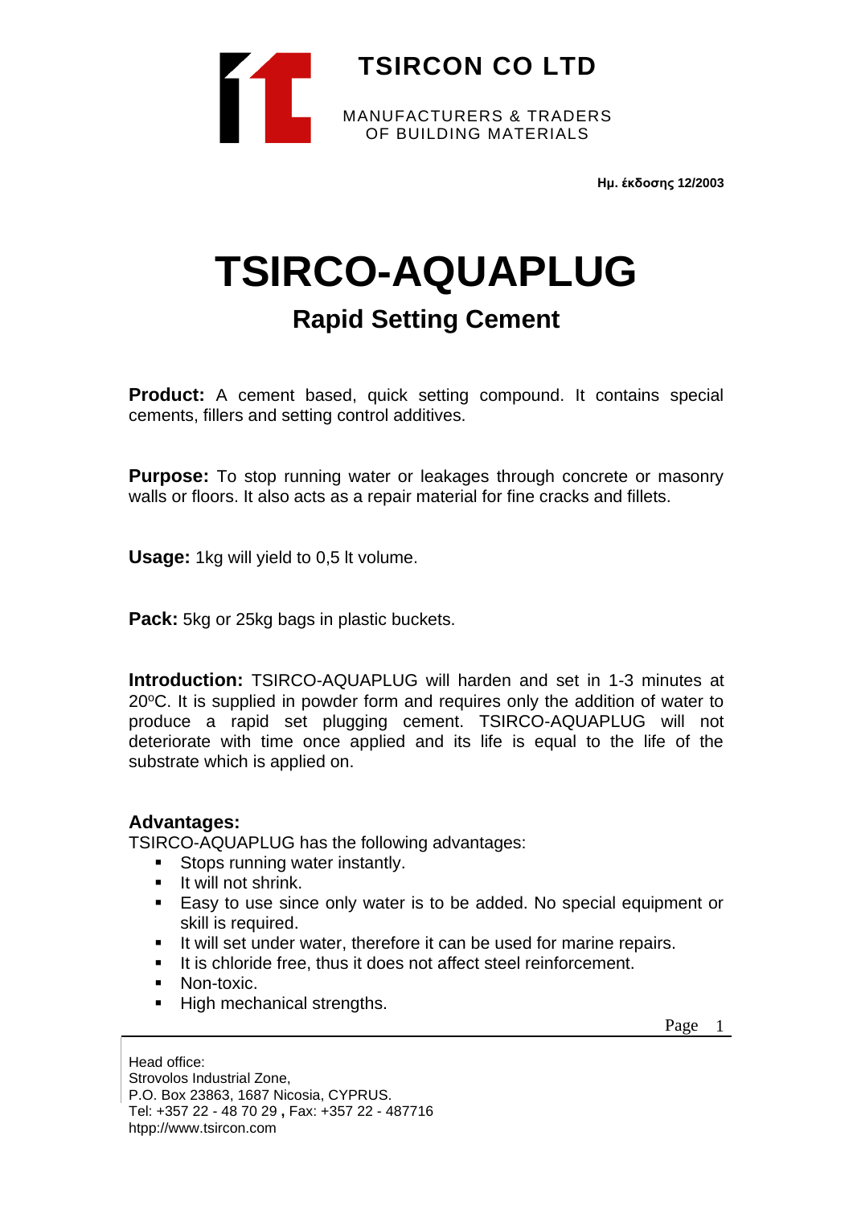**TSIRCON CO LTD**

MANUFACTURERS & TRADERS
OF BUILDING MATERIALS

**Ημ. έκδοσης 12/2003**

# TSIRCO-AQUAPLUG

## Rapid Setting Cement

**Product:** A cement based, quick setting compound. It contains special cements, fillers and setting control additives.

**Purpose:** To stop running water or leakages through concrete or masonry walls or floors. It also acts as a repair material for fine cracks and fillets.

**Usage:** 1kg will yield to 0,5 lt volume.

**Pack:** 5kg or 25kg bags in plastic buckets.

**Introduction:** TSIRCO-AQUAPLUG will harden and set in 1-3 minutes at 20$^{o}$C. It is supplied in powder form and requires only the addition of water to produce a rapid set plugging cement. TSIRCO-AQUAPLUG will not deteriorate with time once applied and its life is equal to the life of the substrate which is applied on.

### Advantages:

TSIRCO-AQUAPLUG has the following advantages:

- Stops running water instantly.
- It will not shrink.
- Easy to use since only water is to be added. No special equipment or skill is required.
- It will set under water, therefore it can be used for marine repairs.
- It is chloride free, thus it does not affect steel reinforcement.
- Non-toxic.
- High mechanical strengths.

Head office:
Strovolos Industrial Zone,
P.O. Box 23863, 1687 Nicosia, CYPRUS.
Tel: +357 22 - 48 70 29 **,** Fax: +357 22 - 487716
htpp://www.tsircon.com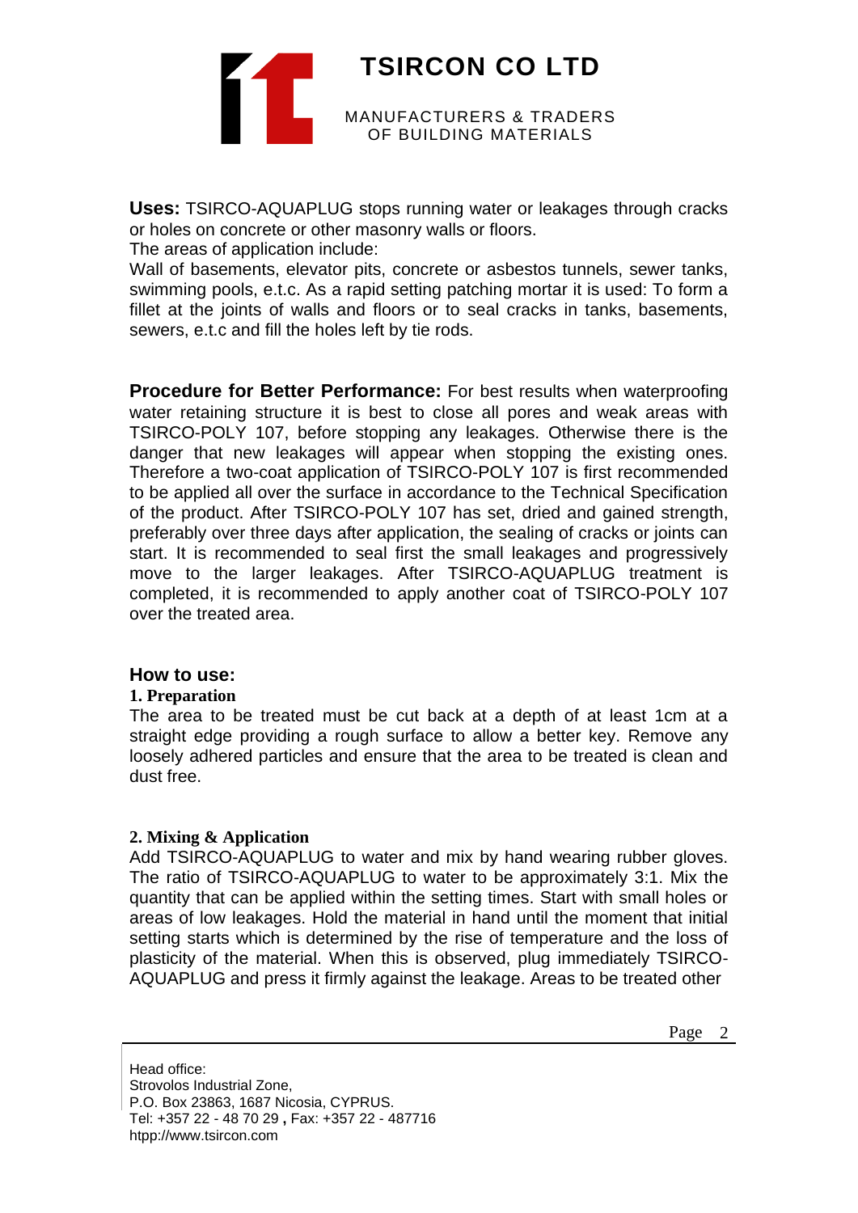**Uses:** TSIRCO-AQUAPLUG stops running water or leakages through cracks or holes on concrete or other masonry walls or floors.

The areas of application include:

Wall of basements, elevator pits, concrete or asbestos tunnels, sewer tanks, swimming pools, e.t.c. As a rapid setting patching mortar it is used: To form a fillet at the joints of walls and floors or to seal cracks in tanks, basements, sewers, e.t.c and fill the holes left by tie rods.

**Procedure for Better Performance:** For best results when waterproofing water retaining structure it is best to close all pores and weak areas with TSIRCO-POLY 107, before stopping any leakages. Otherwise there is the danger that new leakages will appear when stopping the existing ones. Therefore a two-coat application of TSIRCO-POLY 107 is first recommended to be applied all over the surface in accordance to the Technical Specification of the product. After TSIRCO-POLY 107 has set, dried and gained strength, preferably over three days after application, the sealing of cracks or joints can start. It is recommended to seal first the small leakages and progressively move to the larger leakages. After TSIRCO-AQUAPLUG treatment is completed, it is recommended to apply another coat of TSIRCO-POLY 107 over the treated area.

## How to use:

### 1. Preparation

The area to be treated must be cut back at a depth of at least 1cm at a straight edge providing a rough surface to allow a better key. Remove any loosely adhered particles and ensure that the area to be treated is clean and dust free.

### 2. Mixing & Application

Add TSIRCO-AQUAPLUG to water and mix by hand wearing rubber gloves. The ratio of TSIRCO-AQUAPLUG to water to be approximately 3:1. Mix the quantity that can be applied within the setting times. Start with small holes or areas of low leakages. Hold the material in hand until the moment that initial setting starts which is determined by the rise of temperature and the loss of plasticity of the material. When this is observed, plug immediately TSIRCO-AQUAPLUG and press it firmly against the leakage. Areas to be treated other

Head office:
Strovolos Industrial Zone,
P.O. Box 23863, 1687 Nicosia, CYPRUS.
Tel: +357 22 - 48 70 29 , Fax: +357 22 - 487716
htpp://www.tsircon.com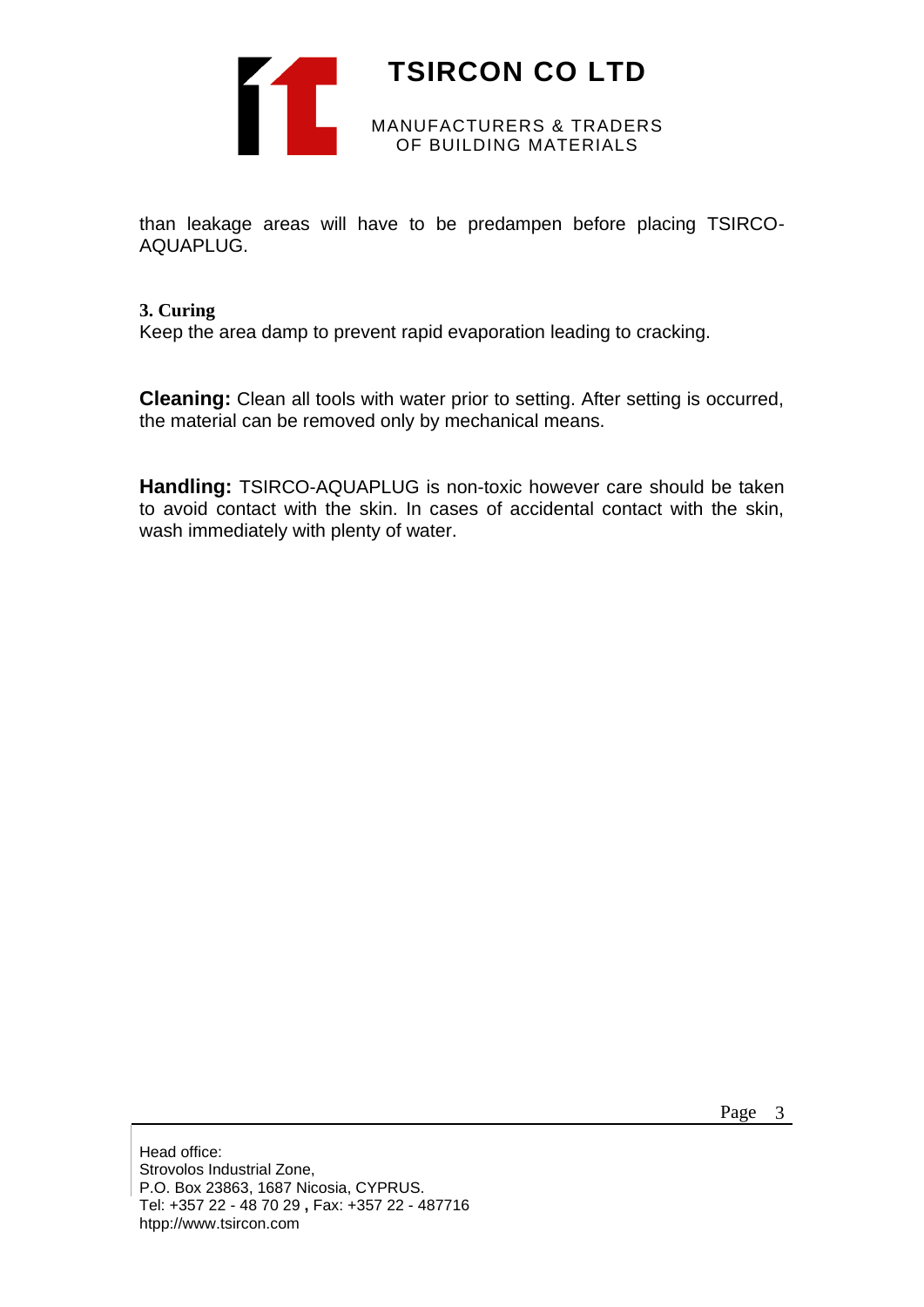than leakage areas will have to be predampen before placing TSIRCO-AQUAPLUG.

**3. Curing**

Keep the area damp to prevent rapid evaporation leading to cracking.

**Cleaning:** Clean all tools with water prior to setting. After setting is occurred, the material can be removed only by mechanical means.

**Handling:** TSIRCO-AQUAPLUG is non-toxic however care should be taken to avoid contact with the skin. In cases of accidental contact with the skin, wash immediately with plenty of water.